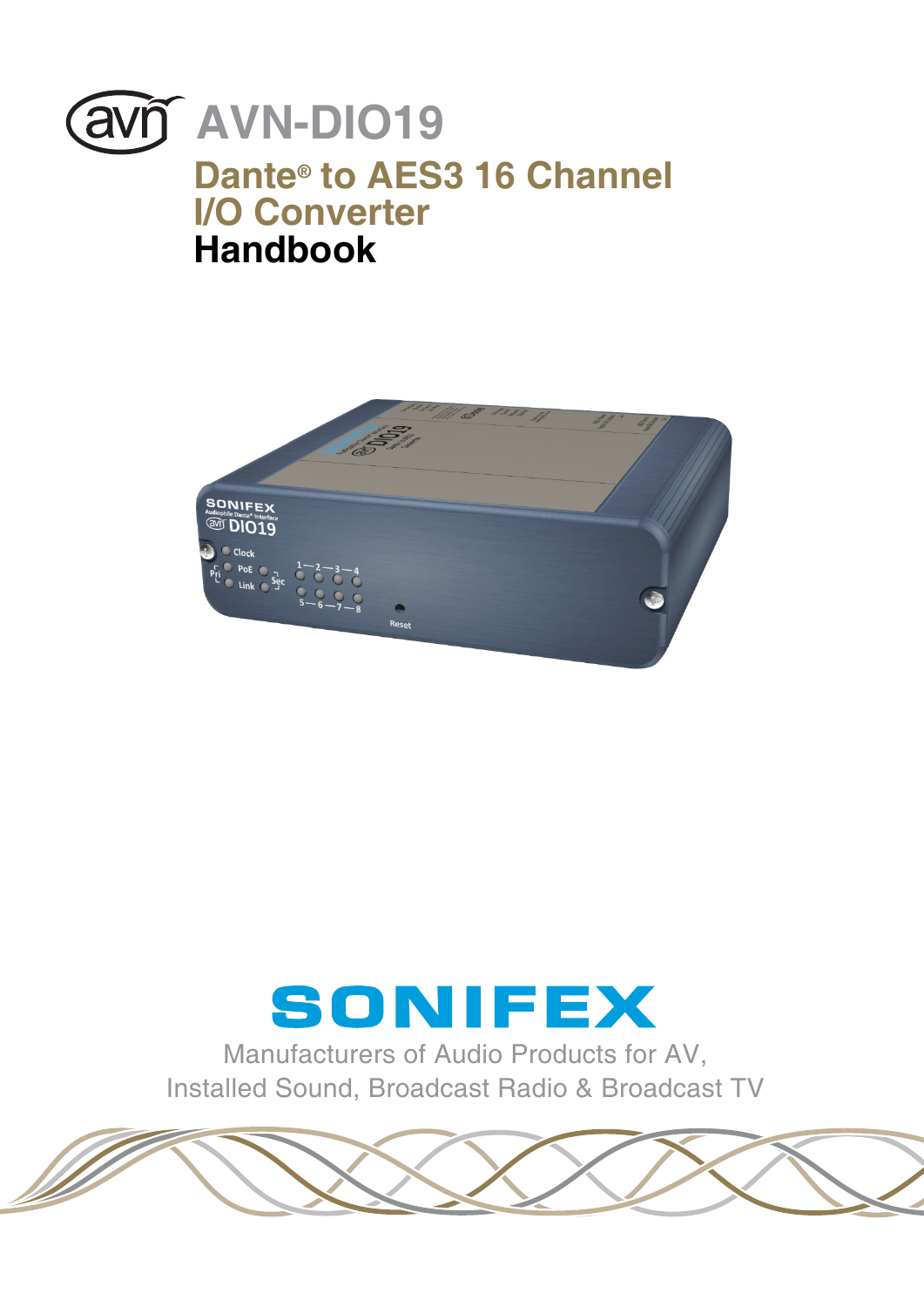# AVN-DIO19

## Dante® to AES3 16 Channel I/O Converter

## Handbook

SONIFEX

Manufacturers of Audio Products for AV, Installed Sound, Broadcast Radio & Broadcast TV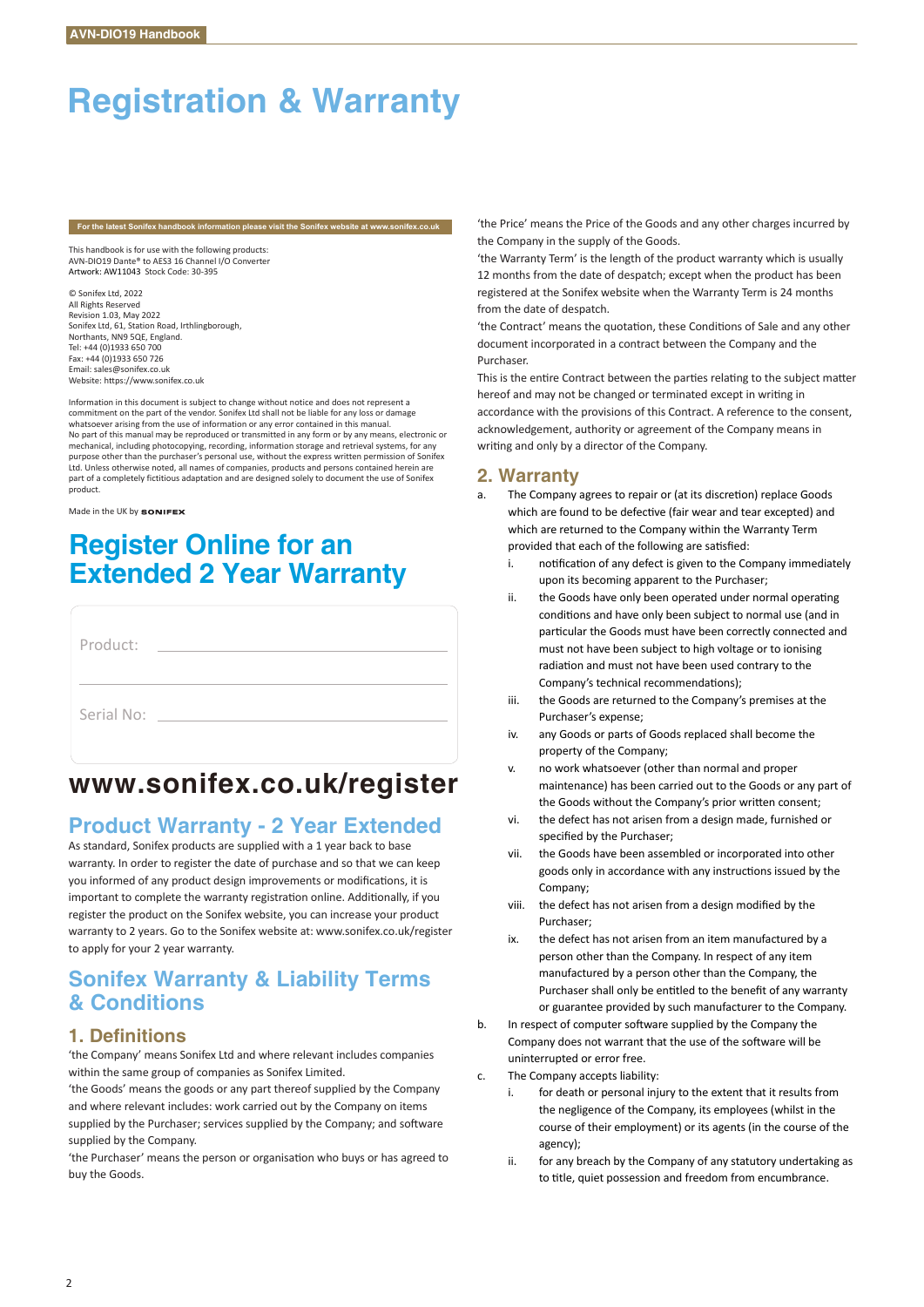# Registration & Warranty

For the latest Sonifex handbook information please visit the Sonifex website at www.sonifex.co.uk

This handbook is for use with the following products:
AVN-DIO19 Dante® to AES3 16 Channel I/O Converter
Artwork: AW11043 Stock Code: 30-395

© Sonifex Ltd, 2022
All Rights Reserved
Revision 1.03, May 2022
Sonifex Ltd, 61, Station Road, Irthlingborough,
Northants, NN9 5QE, England.
Tel: +44 (0)1933 650 700
Fax: +44 (0)1933 650 726
Email: sales@sonifex.co.uk
Website: https://www.sonifex.co.uk

Information in this document is subject to change without notice and does not represent a commitment on the part of the vendor. Sonifex Ltd shall not be liable for any loss or damage whatsoever arising from the use of information or any error contained in this manual.
No part of this manual may be reproduced or transmitted in any form or by any means, electronic or mechanical, including photocopying, recording, information storage and retrieval systems, for any purpose other than the purchaser's personal use, without the express written permission of Sonifex Ltd. Unless otherwise noted, all names of companies, products and persons contained herein are part of a completely fictitious adaptation and are designed solely to document the use of Sonifex product.

Made in the UK by SONIFEX

## Register Online for an Extended 2 Year Warranty

Product: ____________________

____________________

Serial No: ____________________

## www.sonifex.co.uk/register

## Product Warranty - 2 Year Extended

As standard, Sonifex products are supplied with a 1 year back to base warranty. In order to register the date of purchase and so that we can keep you informed of any product design improvements or modifications, it is important to complete the warranty registration online. Additionally, if you register the product on the Sonifex website, you can increase your product warranty to 2 years. Go to the Sonifex website at: www.sonifex.co.uk/register to apply for your 2 year warranty.

## Sonifex Warranty & Liability Terms & Conditions

### 1. Definitions

'the Company' means Sonifex Ltd and where relevant includes companies within the same group of companies as Sonifex Limited.

'the Goods' means the goods or any part thereof supplied by the Company and where relevant includes: work carried out by the Company on items supplied by the Purchaser; services supplied by the Company; and software supplied by the Company.

'the Purchaser' means the person or organisation who buys or has agreed to buy the Goods.

'the Price' means the Price of the Goods and any other charges incurred by the Company in the supply of the Goods.

'the Warranty Term' is the length of the product warranty which is usually 12 months from the date of despatch; except when the product has been registered at the Sonifex website when the Warranty Term is 24 months from the date of despatch.

'the Contract' means the quotation, these Conditions of Sale and any other document incorporated in a contract between the Company and the Purchaser.

This is the entire Contract between the parties relating to the subject matter hereof and may not be changed or terminated except in writing in accordance with the provisions of this Contract. A reference to the consent, acknowledgement, authority or agreement of the Company means in writing and only by a director of the Company.

### 2. Warranty

a. The Company agrees to repair or (at its discretion) replace Goods which are found to be defective (fair wear and tear excepted) and which are returned to the Company within the Warranty Term provided that each of the following are satisfied:

   i. notification of any defect is given to the Company immediately upon its becoming apparent to the Purchaser;

   ii. the Goods have only been operated under normal operating conditions and have only been subject to normal use (and in particular the Goods must have been correctly connected and must not have been subject to high voltage or to ionising radiation and must not have been used contrary to the Company's technical recommendations);

   iii. the Goods are returned to the Company's premises at the Purchaser's expense;

   iv. any Goods or parts of Goods replaced shall become the property of the Company;

   v. no work whatsoever (other than normal and proper maintenance) has been carried out to the Goods or any part of the Goods without the Company's prior written consent;

   vi. the defect has not arisen from a design made, furnished or specified by the Purchaser;

   vii. the Goods have been assembled or incorporated into other goods only in accordance with any instructions issued by the Company;

   viii. the defect has not arisen from a design modified by the Purchaser;

   ix. the defect has not arisen from an item manufactured by a person other than the Company. In respect of any item manufactured by a person other than the Company, the Purchaser shall only be entitled to the benefit of any warranty or guarantee provided by such manufacturer to the Company.

b. In respect of computer software supplied by the Company the Company does not warrant that the use of the software will be uninterrupted or error free.

c. The Company accepts liability:

   i. for death or personal injury to the extent that it results from the negligence of the Company, its employees (whilst in the course of their employment) or its agents (in the course of the agency);

   ii. for any breach by the Company of any statutory undertaking as to title, quiet possession and freedom from encumbrance.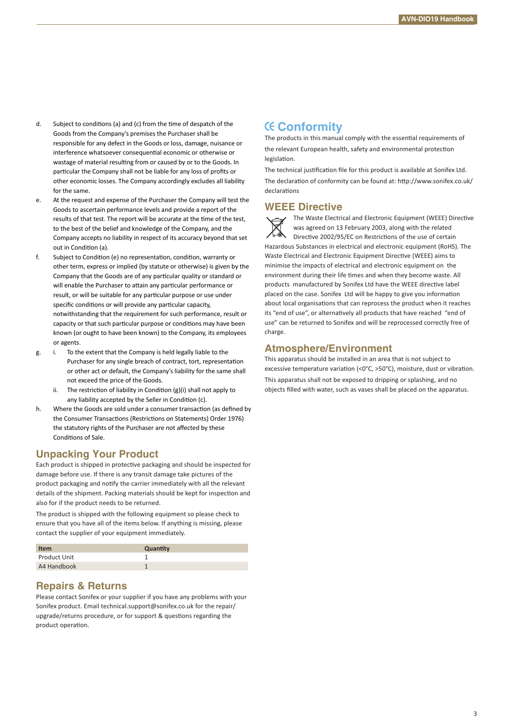d. Subject to conditions (a) and (c) from the time of despatch of the Goods from the Company's premises the Purchaser shall be responsible for any defect in the Goods or loss, damage, nuisance or interference whatsoever consequential economic or otherwise or wastage of material resulting from or caused by or to the Goods. In particular the Company shall not be liable for any loss of profits or other economic losses. The Company accordingly excludes all liability for the same.

e. At the request and expense of the Purchaser the Company will test the Goods to ascertain performance levels and provide a report of the results of that test. The report will be accurate at the time of the test, to the best of the belief and knowledge of the Company, and the Company accepts no liability in respect of its accuracy beyond that set out in Condition (a).

f. Subject to Condition (e) no representation, condition, warranty or other term, express or implied (by statute or otherwise) is given by the Company that the Goods are of any particular quality or standard or will enable the Purchaser to attain any particular performance or result, or will be suitable for any particular purpose or use under specific conditions or will provide any particular capacity, notwithstanding that the requirement for such performance, result or capacity or that such particular purpose or conditions may have been known (or ought to have been known) to the Company, its employees or agents.

g. i. To the extent that the Company is held legally liable to the Purchaser for any single breach of contract, tort, representation or other act or default, the Company's liability for the same shall not exceed the price of the Goods.

   ii. The restriction of liability in Condition (g)(i) shall not apply to any liability accepted by the Seller in Condition (c).

h. Where the Goods are sold under a consumer transaction (as defined by the Consumer Transactions (Restrictions on Statements) Order 1976) the statutory rights of the Purchaser are not affected by these Conditions of Sale.

## Unpacking Your Product

Each product is shipped in protective packaging and should be inspected for damage before use. If there is any transit damage take pictures of the product packaging and notify the carrier immediately with all the relevant details of the shipment. Packing materials should be kept for inspection and also for if the product needs to be returned.

The product is shipped with the following equipment so please check to ensure that you have all of the items below. If anything is missing, please contact the supplier of your equipment immediately.

| Item | Quantity |
|---|---|
| Product Unit | 1 |
| A4 Handbook | 1 |

## Repairs & Returns

Please contact Sonifex or your supplier if you have any problems with your Sonifex product. Email technical.support@sonifex.co.uk for the repair/upgrade/returns procedure, or for support & questions regarding the product operation.

## CE Conformity

The products in this manual comply with the essential requirements of the relevant European health, safety and environmental protection legislation.

The technical justification file for this product is available at Sonifex Ltd.

The declaration of conformity can be found at: http://www.sonifex.co.uk/declarations

## WEEE Directive

The Waste Electrical and Electronic Equipment (WEEE) Directive was agreed on 13 February 2003, along with the related Directive 2002/95/EC on Restrictions of the use of certain Hazardous Substances in electrical and electronic equipment (RoHS). The Waste Electrical and Electronic Equipment Directive (WEEE) aims to minimise the impacts of electrical and electronic equipment on the environment during their life times and when they become waste. All products manufactured by Sonifex Ltd have the WEEE directive label placed on the case. Sonifex Ltd will be happy to give you information about local organisations that can reprocess the product when it reaches its "end of use", or alternatively all products that have reached "end of use" can be returned to Sonifex and will be reprocessed correctly free of charge.

## Atmosphere/Environment

This apparatus should be installed in an area that is not subject to excessive temperature variation (<0°C, >50°C), moisture, dust or vibration.

This apparatus shall not be exposed to dripping or splashing, and no objects filled with water, such as vases shall be placed on the apparatus.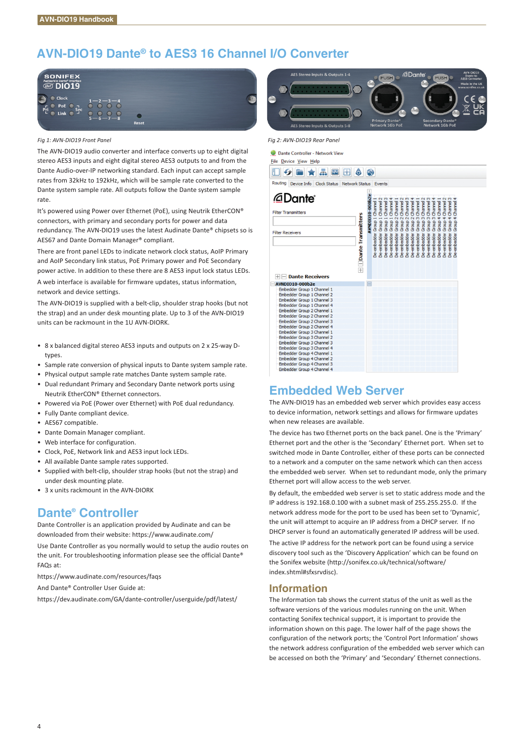# AVN-DIO19 Dante® to AES3 16 Channel I/O Converter

*Fig 1: AVN-DIO19 Front Panel*

*Fig 2: AVN-DIO19 Rear Panel*

The AVN-DIO19 audio converter and interface converts up to eight digital stereo AES3 inputs and eight digital stereo AES3 outputs to and from the Dante Audio-over-IP networking standard. Each input can accept sample rates from 32kHz to 192kHz, which will be sample rate converted to the Dante system sample rate. All outputs follow the Dante system sample rate.

It's powered using Power over Ethernet (PoE), using Neutrik EtherCON® connectors, with primary and secondary ports for power and data redundancy. The AVN-DIO19 uses the latest Audinate Dante® chipsets so is AES67 and Dante Domain Manager® compliant.

There are front panel LEDs to indicate network clock status, AoIP Primary and AoIP Secondary link status, PoE Primary power and PoE Secondary power active. In addition to these there are 8 AES3 input lock status LEDs.

A web interface is available for firmware updates, status information, network and device settings.

The AVN-DIO19 is supplied with a belt-clip, shoulder strap hooks (but not the strap) and an under desk mounting plate. Up to 3 of the AVN-DIO19 units can be rackmount in the 1U AVN-DIORK.

- 8 x balanced digital stereo AES3 inputs and outputs on 2 x 25-way D-types.
- Sample rate conversion of physical inputs to Dante system sample rate.
- Physical output sample rate matches Dante system sample rate.
- Dual redundant Primary and Secondary Dante network ports using Neutrik EtherCON® Ethernet connectors.
- Powered via PoE (Power over Ethernet) with PoE dual redundancy.
- Fully Dante compliant device.
- AES67 compatible.
- Dante Domain Manager compliant.
- Web interface for configuration.
- Clock, PoE, Network link and AES3 input lock LEDs.
- All available Dante sample rates supported.
- Supplied with belt-clip, shoulder strap hooks (but not the strap) and under desk mounting plate.
- 3 x units rackmount in the AVN-DIORK

## Dante® Controller

Dante Controller is an application provided by Audinate and can be downloaded from their website: https://www.audinate.com/

Use Dante Controller as you normally would to setup the audio routes on the unit. For troubleshooting information please see the official Dante® FAQs at:

https://www.audinate.com/resources/faqs

And Dante® Controller User Guide at:

https://dev.audinate.com/GA/dante-controller/userguide/pdf/latest/

## Embedded Web Server

The AVN-DIO19 has an embedded web server which provides easy access to device information, network settings and allows for firmware updates when new releases are available.

The device has two Ethernet ports on the back panel. One is the 'Primary' Ethernet port and the other is the 'Secondary' Ethernet port. When set to switched mode in Dante Controller, either of these ports can be connected to a network and a computer on the same network which can then access the embedded web server. When set to redundant mode, only the primary Ethernet port will allow access to the web server.

By default, the embedded web server is set to static address mode and the IP address is 192.168.0.100 with a subnet mask of 255.255.255.0. If the network address mode for the port to be used has been set to 'Dynamic', the unit will attempt to acquire an IP address from a DHCP server. If no DHCP server is found an automatically generated IP address will be used.

The active IP address for the network port can be found using a service discovery tool such as the 'Discovery Application' which can be found on the Sonifex website (http://sonifex.co.uk/technical/software/index.shtml#sfxsrvdisc).

### Information

The Information tab shows the current status of the unit as well as the software versions of the various modules running on the unit. When contacting Sonifex technical support, it is important to provide the information shown on this page. The lower half of the page shows the configuration of the network ports; the 'Control Port Information' shows the network address configuration of the embedded web server which can be accessed on both the 'Primary' and 'Secondary' Ethernet connections.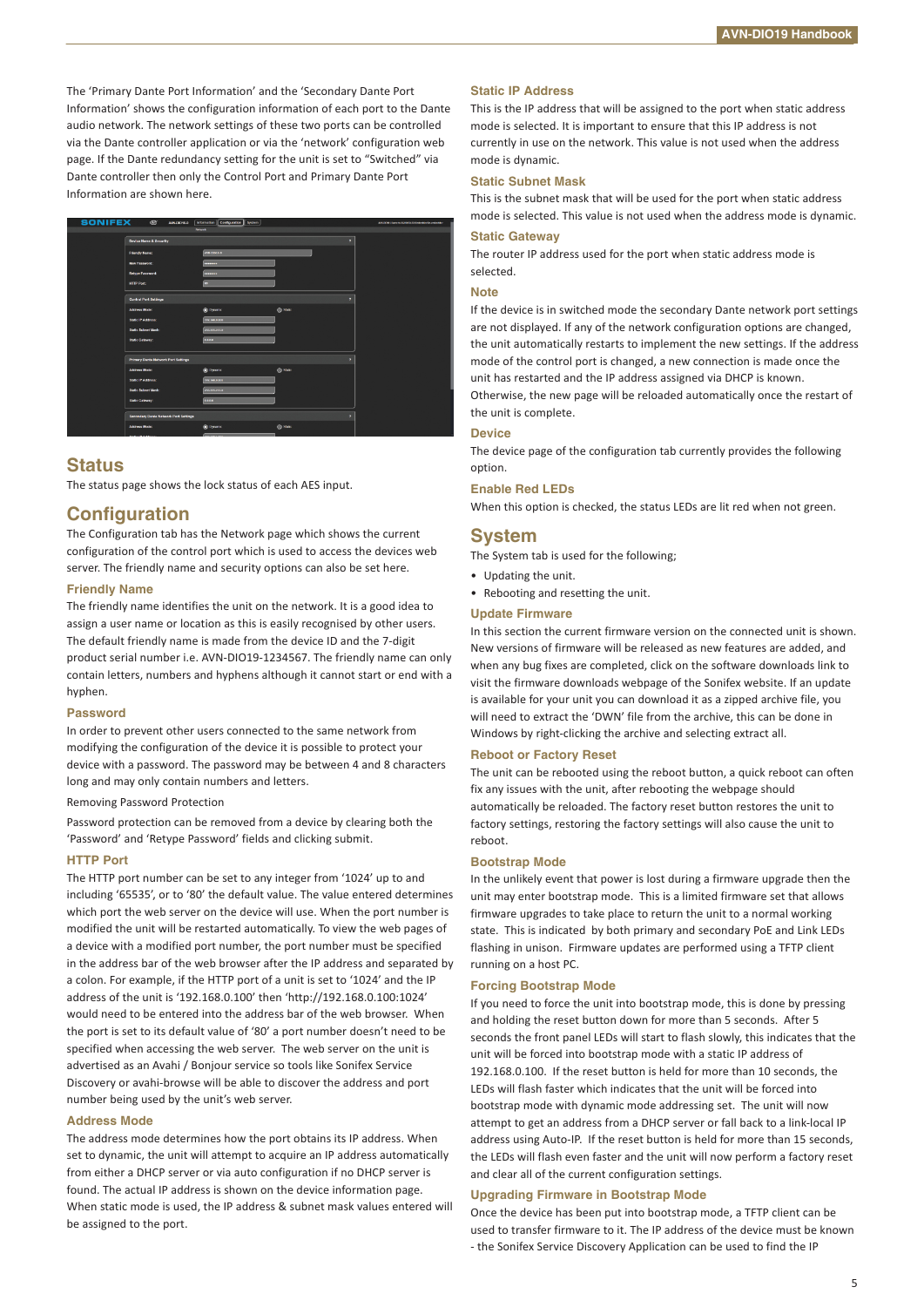The 'Primary Dante Port Information' and the 'Secondary Dante Port Information' shows the configuration information of each port to the Dante audio network. The network settings of these two ports can be controlled via the Dante controller application or via the 'network' configuration web page. If the Dante redundancy setting for the unit is set to "Switched" via Dante controller then only the Control Port and Primary Dante Port Information are shown here.

## Status

The status page shows the lock status of each AES input.

## Configuration

The Configuration tab has the Network page which shows the current configuration of the control port which is used to access the devices web server. The friendly name and security options can also be set here.

### Friendly Name

The friendly name identifies the unit on the network. It is a good idea to assign a user name or location as this is easily recognised by other users. The default friendly name is made from the device ID and the 7-digit product serial number i.e. AVN-DIO19-1234567. The friendly name can only contain letters, numbers and hyphens although it cannot start or end with a hyphen.

### Password

In order to prevent other users connected to the same network from modifying the configuration of the device it is possible to protect your device with a password. The password may be between 4 and 8 characters long and may only contain numbers and letters.

Removing Password Protection

Password protection can be removed from a device by clearing both the 'Password' and 'Retype Password' fields and clicking submit.

### HTTP Port

The HTTP port number can be set to any integer from '1024' up to and including '65535', or to '80' the default value. The value entered determines which port the web server on the device will use. When the port number is modified the unit will be restarted automatically. To view the web pages of a device with a modified port number, the port number must be specified in the address bar of the web browser after the IP address and separated by a colon. For example, if the HTTP port of a unit is set to '1024' and the IP address of the unit is '192.168.0.100' then 'http://192.168.0.100:1024' would need to be entered into the address bar of the web browser. When the port is set to its default value of '80' a port number doesn't need to be specified when accessing the web server. The web server on the unit is advertised as an Avahi / Bonjour service so tools like Sonifex Service Discovery or avahi-browse will be able to discover the address and port number being used by the unit's web server.

### Address Mode

The address mode determines how the port obtains its IP address. When set to dynamic, the unit will attempt to acquire an IP address automatically from either a DHCP server or via auto configuration if no DHCP server is found. The actual IP address is shown on the device information page. When static mode is used, the IP address & subnet mask values entered will be assigned to the port.

### Static IP Address

This is the IP address that will be assigned to the port when static address mode is selected. It is important to ensure that this IP address is not currently in use on the network. This value is not used when the address mode is dynamic.

### Static Subnet Mask

This is the subnet mask that will be used for the port when static address mode is selected. This value is not used when the address mode is dynamic.

### Static Gateway

The router IP address used for the port when static address mode is selected.

### Note

If the device is in switched mode the secondary Dante network port settings are not displayed. If any of the network configuration options are changed, the unit automatically restarts to implement the new settings. If the address mode of the control port is changed, a new connection is made once the unit has restarted and the IP address assigned via DHCP is known. Otherwise, the new page will be reloaded automatically once the restart of the unit is complete.

### Device

The device page of the configuration tab currently provides the following option.

### Enable Red LEDs

When this option is checked, the status LEDs are lit red when not green.

## System

The System tab is used for the following;

- Updating the unit.
- Rebooting and resetting the unit.

### Update Firmware

In this section the current firmware version on the connected unit is shown. New versions of firmware will be released as new features are added, and when any bug fixes are completed, click on the software downloads link to visit the firmware downloads webpage of the Sonifex website. If an update is available for your unit you can download it as a zipped archive file, you will need to extract the 'DWN' file from the archive, this can be done in Windows by right-clicking the archive and selecting extract all.

### Reboot or Factory Reset

The unit can be rebooted using the reboot button, a quick reboot can often fix any issues with the unit, after rebooting the webpage should automatically be reloaded. The factory reset button restores the unit to factory settings, restoring the factory settings will also cause the unit to reboot.

### Bootstrap Mode

In the unlikely event that power is lost during a firmware upgrade then the unit may enter bootstrap mode. This is a limited firmware set that allows firmware upgrades to take place to return the unit to a normal working state. This is indicated by both primary and secondary PoE and Link LEDs flashing in unison. Firmware updates are performed using a TFTP client running on a host PC.

### Forcing Bootstrap Mode

If you need to force the unit into bootstrap mode, this is done by pressing and holding the reset button down for more than 5 seconds. After 5 seconds the front panel LEDs will start to flash slowly, this indicates that the unit will be forced into bootstrap mode with a static IP address of 192.168.0.100. If the reset button is held for more than 10 seconds, the LEDs will flash faster which indicates that the unit will be forced into bootstrap mode with dynamic mode addressing set. The unit will now attempt to get an address from a DHCP server or fall back to a link-local IP address using Auto-IP. If the reset button is held for more than 15 seconds, the LEDs will flash even faster and the unit will now perform a factory reset and clear all of the current configuration settings.

### Upgrading Firmware in Bootstrap Mode

Once the device has been put into bootstrap mode, a TFTP client can be used to transfer firmware to it. The IP address of the device must be known - the Sonifex Service Discovery Application can be used to find the IP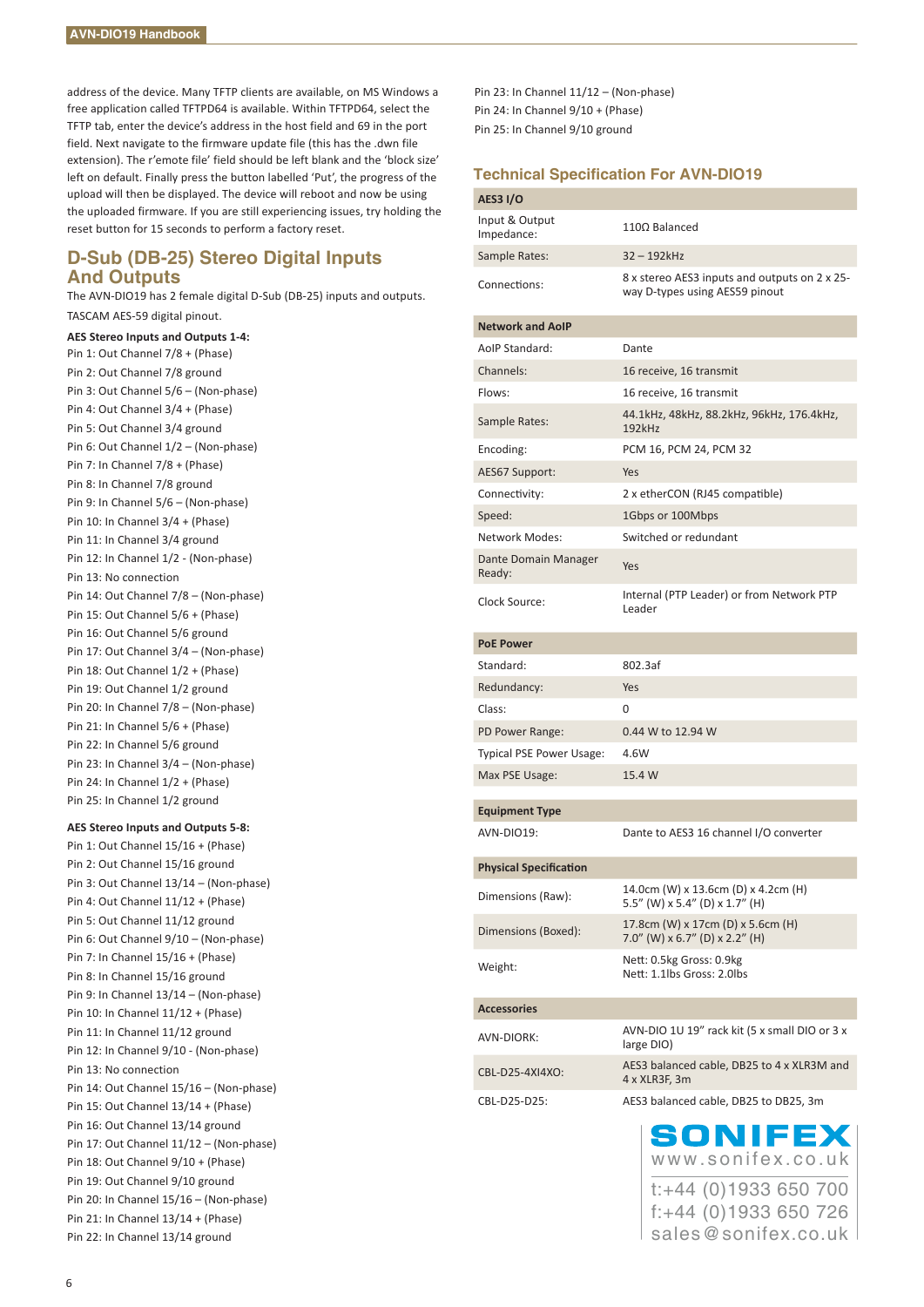address of the device. Many TFTP clients are available, on MS Windows a free application called TFTPD64 is available. Within TFTPD64, select the TFTP tab, enter the device's address in the host field and 69 in the port field. Next navigate to the firmware update file (this has the .dwn file extension). The r'emote file' field should be left blank and the 'block size' left on default. Finally press the button labelled 'Put', the progress of the upload will then be displayed. The device will reboot and now be using the uploaded firmware. If you are still experiencing issues, try holding the reset button for 15 seconds to perform a factory reset.

## D-Sub (DB-25) Stereo Digital Inputs And Outputs

The AVN-DIO19 has 2 female digital D-Sub (DB-25) inputs and outputs. TASCAM AES-59 digital pinout.

**AES Stereo Inputs and Outputs 1-4:**

Pin 1: Out Channel 7/8 + (Phase)
Pin 2: Out Channel 7/8 ground
Pin 3: Out Channel 5/6 – (Non-phase)
Pin 4: Out Channel 3/4 + (Phase)
Pin 5: Out Channel 3/4 ground
Pin 6: Out Channel 1/2 – (Non-phase)
Pin 7: In Channel 7/8 + (Phase)
Pin 8: In Channel 7/8 ground
Pin 9: In Channel 5/6 – (Non-phase)
Pin 10: In Channel 3/4 + (Phase)
Pin 11: In Channel 3/4 ground
Pin 12: In Channel 1/2 - (Non-phase)
Pin 13: No connection
Pin 14: Out Channel 7/8 – (Non-phase)
Pin 15: Out Channel 5/6 + (Phase)
Pin 16: Out Channel 5/6 ground
Pin 17: Out Channel 3/4 – (Non-phase)
Pin 18: Out Channel 1/2 + (Phase)
Pin 19: Out Channel 1/2 ground
Pin 20: In Channel 7/8 – (Non-phase)
Pin 21: In Channel 5/6 + (Phase)
Pin 22: In Channel 5/6 ground
Pin 23: In Channel 3/4 – (Non-phase)
Pin 24: In Channel 1/2 + (Phase)
Pin 25: In Channel 1/2 ground

**AES Stereo Inputs and Outputs 5-8:**

Pin 1: Out Channel 15/16 + (Phase)
Pin 2: Out Channel 15/16 ground
Pin 3: Out Channel 13/14 – (Non-phase)
Pin 4: Out Channel 11/12 + (Phase)
Pin 5: Out Channel 11/12 ground
Pin 6: Out Channel 9/10 – (Non-phase)
Pin 7: In Channel 15/16 + (Phase)
Pin 8: In Channel 15/16 ground
Pin 9: In Channel 13/14 – (Non-phase)
Pin 10: In Channel 11/12 + (Phase)
Pin 11: In Channel 11/12 ground
Pin 12: In Channel 9/10 - (Non-phase)
Pin 13: No connection
Pin 14: Out Channel 15/16 – (Non-phase)
Pin 15: Out Channel 13/14 + (Phase)
Pin 16: Out Channel 13/14 ground
Pin 17: Out Channel 11/12 – (Non-phase)
Pin 18: Out Channel 9/10 + (Phase)
Pin 19: Out Channel 9/10 ground
Pin 20: In Channel 15/16 – (Non-phase)
Pin 21: In Channel 13/14 + (Phase)
Pin 22: In Channel 13/14 ground
Pin 23: In Channel 11/12 – (Non-phase)
Pin 24: In Channel 9/10 + (Phase)
Pin 25: In Channel 9/10 ground

## Technical Specification For AVN-DIO19

| | |
|---|---|
| **AES3 I/O** | |
| Input & Output Impedance: | 110Ω Balanced |
| Sample Rates: | 32 – 192kHz |
| Connections: | 8 x stereo AES3 inputs and outputs on 2 x 25-way D-types using AES59 pinout |
| **Network and AoIP** | |
| AoIP Standard: | Dante |
| Channels: | 16 receive, 16 transmit |
| Flows: | 16 receive, 16 transmit |
| Sample Rates: | 44.1kHz, 48kHz, 88.2kHz, 96kHz, 176.4kHz, 192kHz |
| Encoding: | PCM 16, PCM 24, PCM 32 |
| AES67 Support: | Yes |
| Connectivity: | 2 x etherCON (RJ45 compatible) |
| Speed: | 1Gbps or 100Mbps |
| Network Modes: | Switched or redundant |
| Dante Domain Manager Ready: | Yes |
| Clock Source: | Internal (PTP Leader) or from Network PTP Leader |
| **PoE Power** | |
| Standard: | 802.3af |
| Redundancy: | Yes |
| Class: | 0 |
| PD Power Range: | 0.44 W to 12.94 W |
| Typical PSE Power Usage: | 4.6W |
| Max PSE Usage: | 15.4 W |
| **Equipment Type** | |
| AVN-DIO19: | Dante to AES3 16 channel I/O converter |
| **Physical Specification** | |
| Dimensions (Raw): | 14.0cm (W) x 13.6cm (D) x 4.2cm (H)<br>5.5" (W) x 5.4" (D) x 1.7" (H) |
| Dimensions (Boxed): | 17.8cm (W) x 17cm (D) x 5.6cm (H)<br>7.0" (W) x 6.7" (D) x 2.2" (H) |
| Weight: | Nett: 0.5kg Gross: 0.9kg<br>Nett: 1.1lbs Gross: 2.0lbs |
| **Accessories** | |
| AVN-DIORK: | AVN-DIO 1U 19" rack kit (5 x small DIO or 3 x large DIO) |
| CBL-D25-4XI4XO: | AES3 balanced cable, DB25 to 4 x XLR3M and 4 x XLR3F, 3m |
| CBL-D25-D25: | AES3 balanced cable, DB25 to DB25, 3m |

SONIFEX
www.sonifex.co.uk
t:+44 (0)1933 650 700
f:+44 (0)1933 650 726
sales@sonifex.co.uk